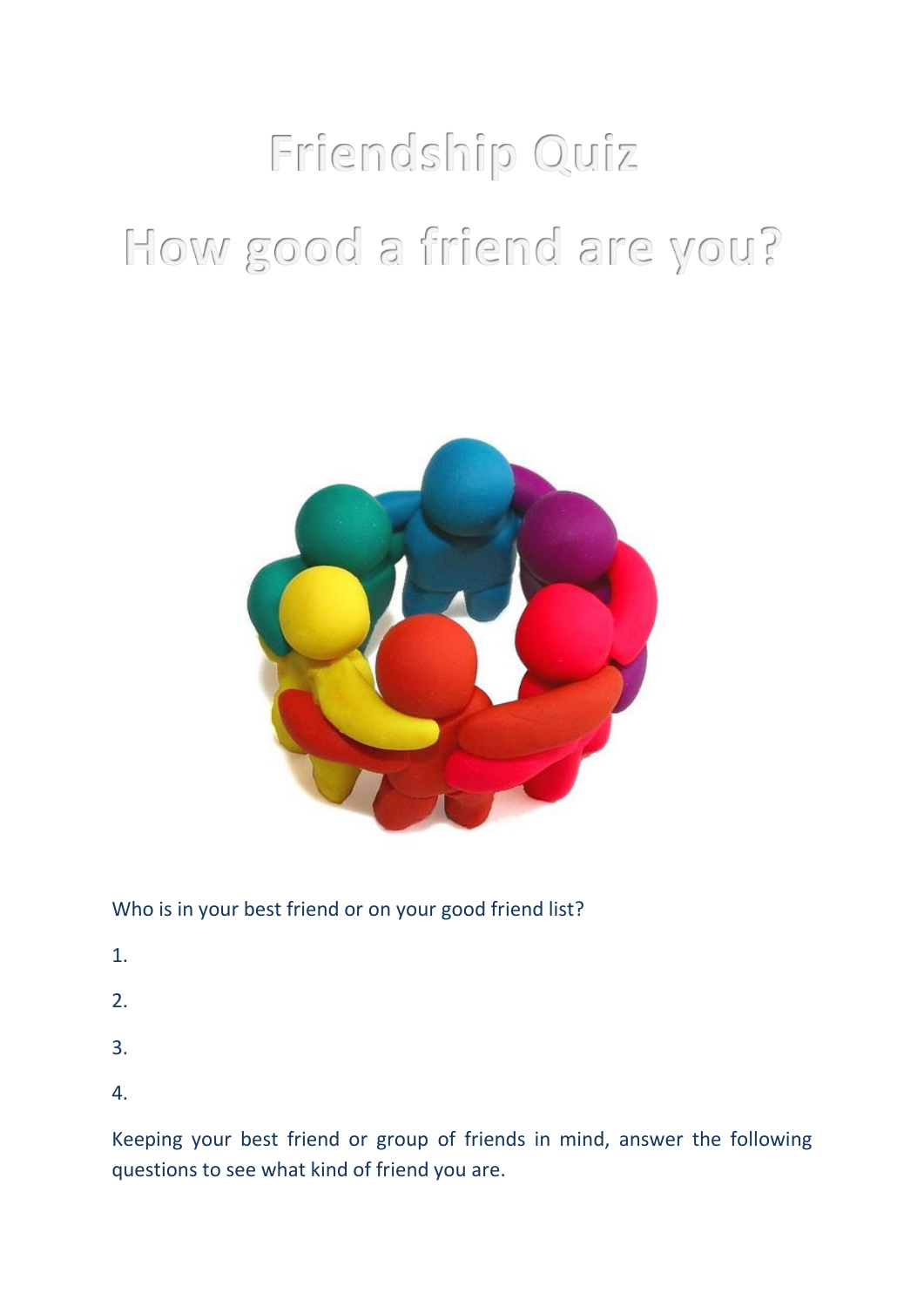# Friendship Quiz

# How good a friend are you?

Who is in your best friend or on your good friend list?

1.

2.

3.

4.

Keeping your best friend or group of friends in mind, answer the following questions to see what kind of friend you are.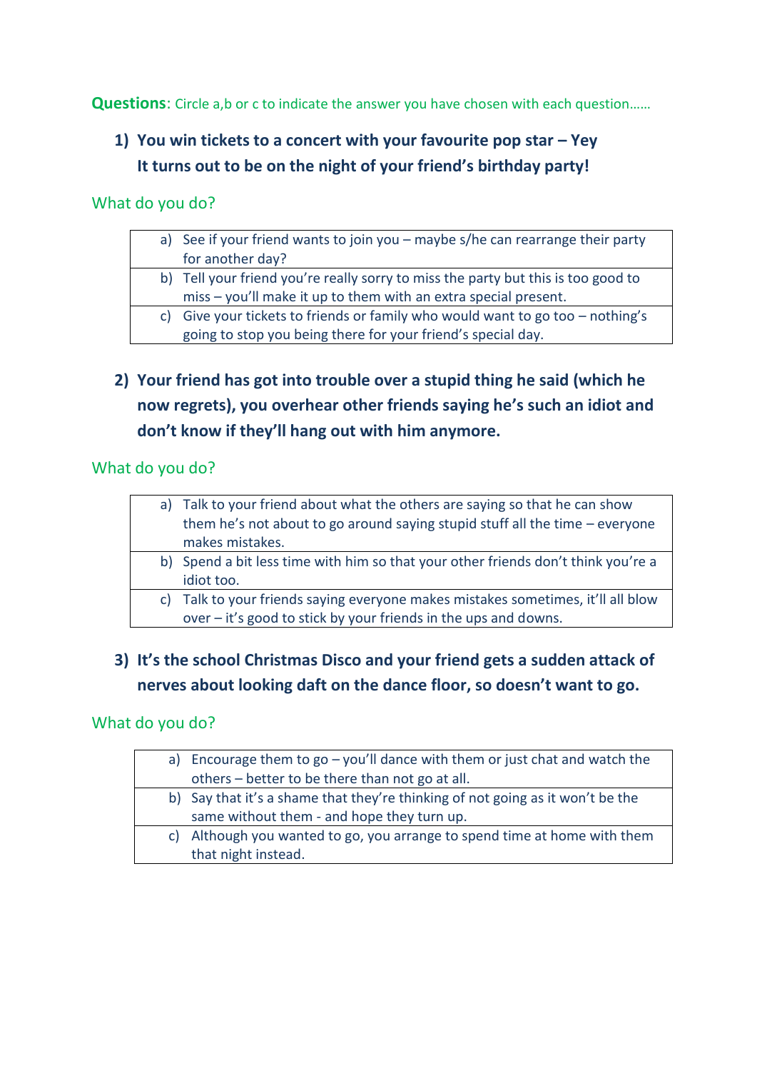**Questions**: Circle a,b or c to indicate the answer you have chosen with each question……

1) **You win tickets to a concert with your favourite pop star – Yey It turns out to be on the night of your friend's birthday party!**

What do you do?

| |
|---|
| a) See if your friend wants to join you – maybe s/he can rearrange their party for another day? |
| b) Tell your friend you're really sorry to miss the party but this is too good to miss – you'll make it up to them with an extra special present. |
| c) Give your tickets to friends or family who would want to go too – nothing's going to stop you being there for your friend's special day. |

2) **Your friend has got into trouble over a stupid thing he said (which he now regrets), you overhear other friends saying he's such an idiot and don't know if they'll hang out with him anymore.**

What do you do?

| |
|---|
| a) Talk to your friend about what the others are saying so that he can show them he's not about to go around saying stupid stuff all the time – everyone makes mistakes. |
| b) Spend a bit less time with him so that your other friends don't think you're a idiot too. |
| c) Talk to your friends saying everyone makes mistakes sometimes, it'll all blow over – it's good to stick by your friends in the ups and downs. |

3) **It's the school Christmas Disco and your friend gets a sudden attack of nerves about looking daft on the dance floor, so doesn't want to go.**

What do you do?

| |
|---|
| a) Encourage them to go – you'll dance with them or just chat and watch the others – better to be there than not go at all. |
| b) Say that it's a shame that they're thinking of not going as it won't be the same without them - and hope they turn up. |
| c) Although you wanted to go, you arrange to spend time at home with them that night instead. |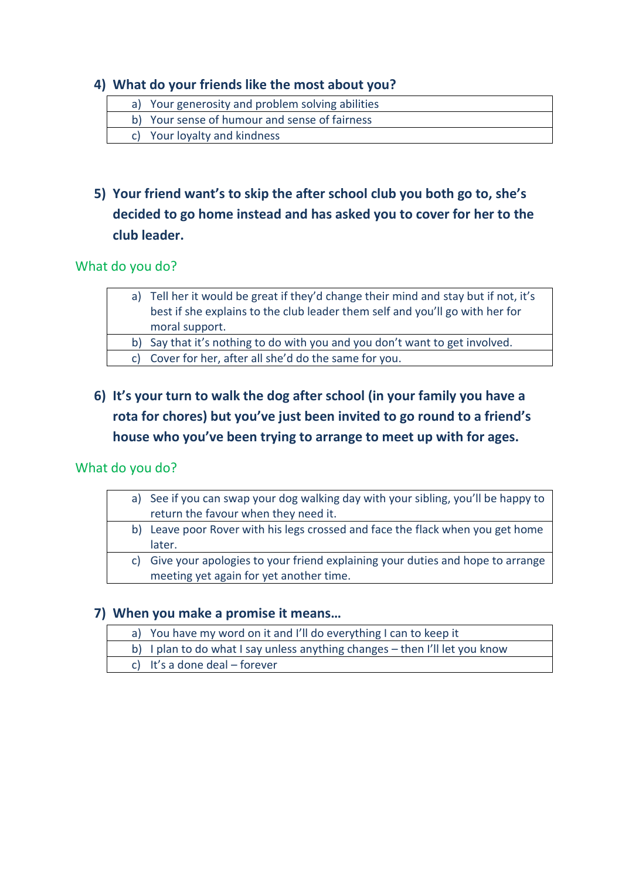## 4) What do your friends like the most about you?

| |
|---|
| a) Your generosity and problem solving abilities |
| b) Your sense of humour and sense of fairness |
| c) Your loyalty and kindness |

## 5) Your friend want's to skip the after school club you both go to, she's decided to go home instead and has asked you to cover for her to the club leader.

What do you do?

| |
|---|
| a) Tell her it would be great if they'd change their mind and stay but if not, it's best if she explains to the club leader them self and you'll go with her for moral support. |
| b) Say that it's nothing to do with you and you don't want to get involved. |
| c) Cover for her, after all she'd do the same for you. |

## 6) It's your turn to walk the dog after school (in your family you have a rota for chores) but you've just been invited to go round to a friend's house who you've been trying to arrange to meet up with for ages.

What do you do?

| |
|---|
| a) See if you can swap your dog walking day with your sibling, you'll be happy to return the favour when they need it. |
| b) Leave poor Rover with his legs crossed and face the flack when you get home later. |
| c) Give your apologies to your friend explaining your duties and hope to arrange meeting yet again for yet another time. |

## 7) When you make a promise it means…

| |
|---|
| a) You have my word on it and I'll do everything I can to keep it |
| b) I plan to do what I say unless anything changes – then I'll let you know |
| c) It's a done deal – forever |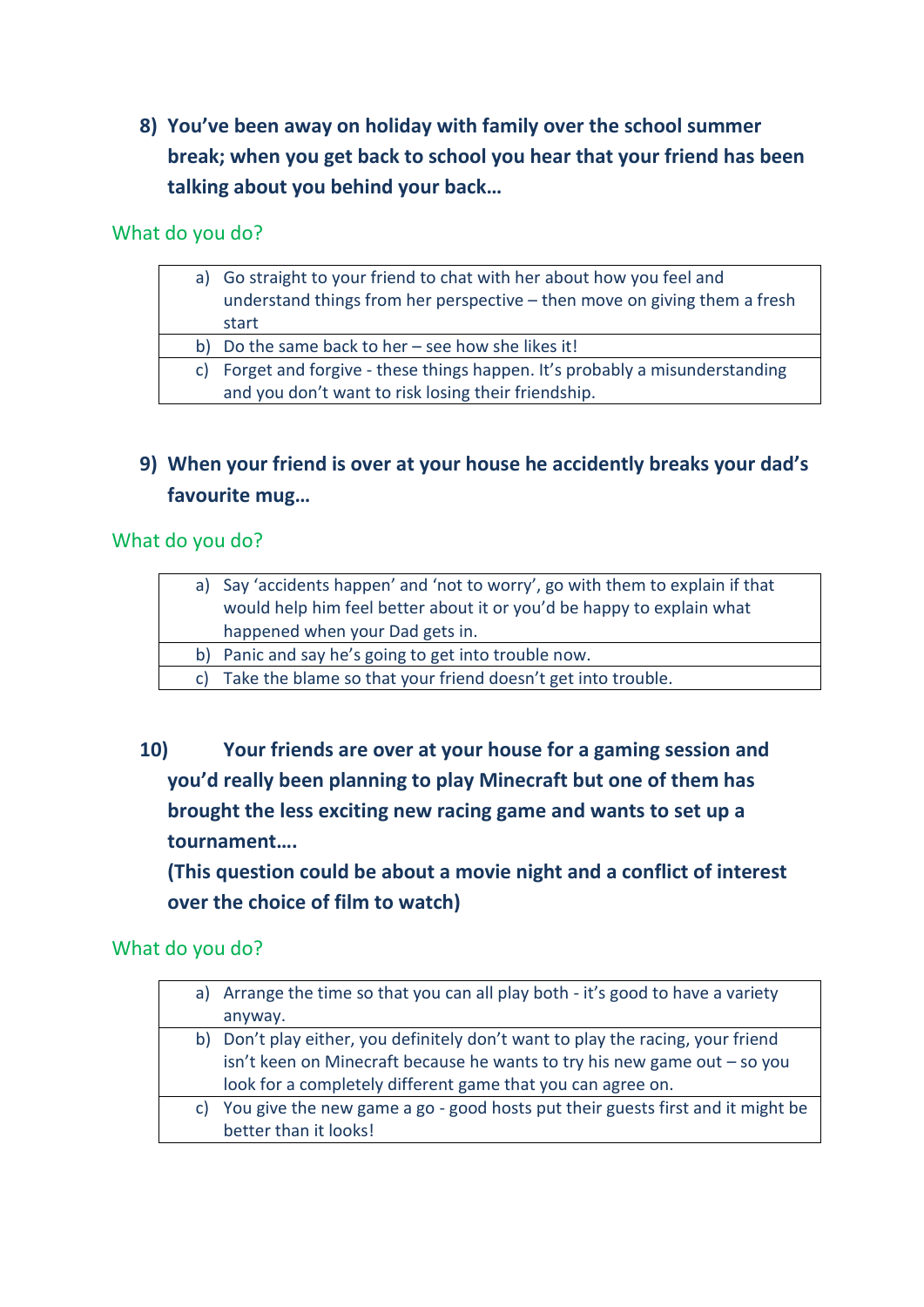**8) You've been away on holiday with family over the school summer break; when you get back to school you hear that your friend has been talking about you behind your back…**

What do you do?

| |
|---|
| a) Go straight to your friend to chat with her about how you feel and understand things from her perspective – then move on giving them a fresh start |
| b) Do the same back to her – see how she likes it! |
| c) Forget and forgive - these things happen. It's probably a misunderstanding and you don't want to risk losing their friendship. |

**9) When your friend is over at your house he accidently breaks your dad's favourite mug…**

What do you do?

| |
|---|
| a) Say 'accidents happen' and 'not to worry', go with them to explain if that would help him feel better about it or you'd be happy to explain what happened when your Dad gets in. |
| b) Panic and say he's going to get into trouble now. |
| c) Take the blame so that your friend doesn't get into trouble. |

**10) Your friends are over at your house for a gaming session and you'd really been planning to play Minecraft but one of them has brought the less exciting new racing game and wants to set up a tournament….**

**(This question could be about a movie night and a conflict of interest over the choice of film to watch)**

What do you do?

| |
|---|
| a) Arrange the time so that you can all play both - it's good to have a variety anyway. |
| b) Don't play either, you definitely don't want to play the racing, your friend isn't keen on Minecraft because he wants to try his new game out – so you look for a completely different game that you can agree on. |
| c) You give the new game a go - good hosts put their guests first and it might be better than it looks! |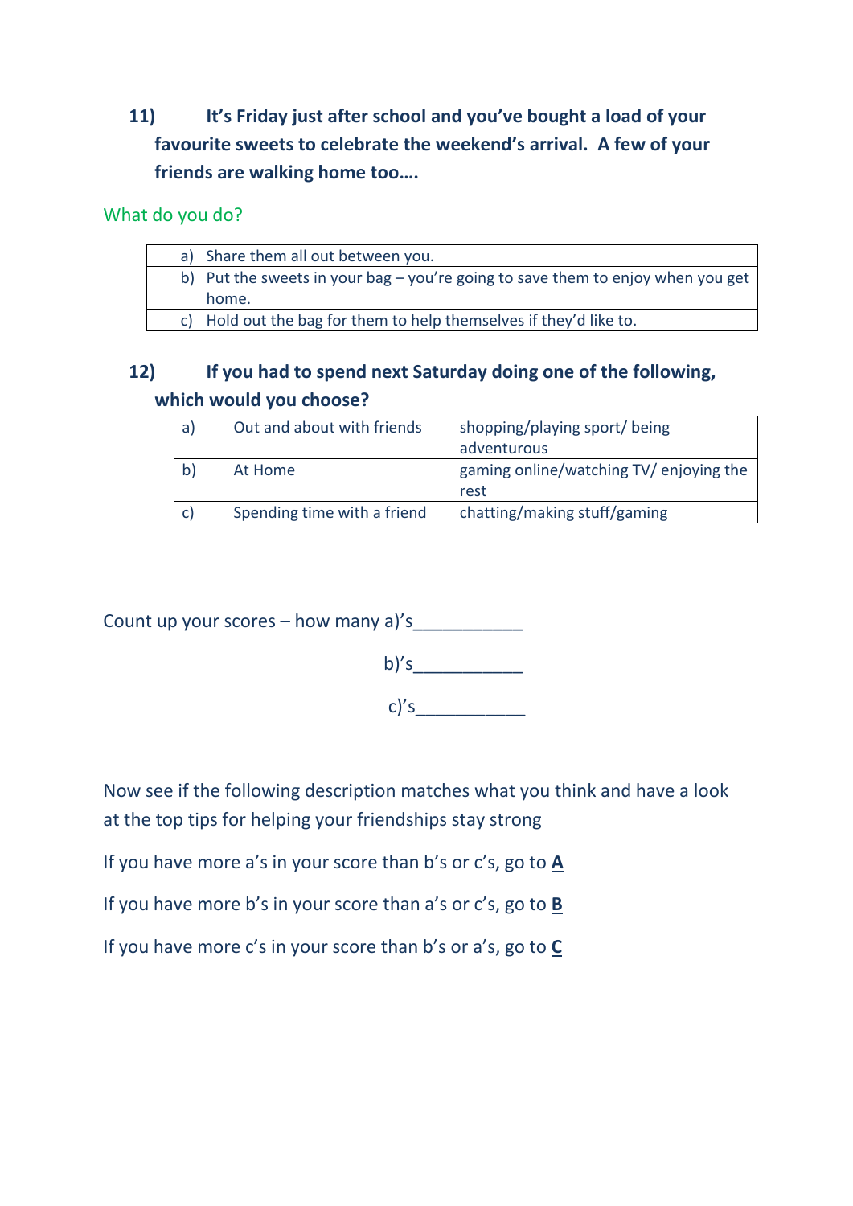**11) It's Friday just after school and you've bought a load of your favourite sweets to celebrate the weekend's arrival. A few of your friends are walking home too….**

What do you do?

| |
|---|
| a) Share them all out between you. |
| b) Put the sweets in your bag – you're going to save them to enjoy when you get home. |
| c) Hold out the bag for them to help themselves if they'd like to. |

**12) If you had to spend next Saturday doing one of the following, which would you choose?**

| | | |
|---|---|---|
| a) | Out and about with friends | shopping/playing sport/ being adventurous |
| b) | At Home | gaming online/watching TV/ enjoying the rest |
| c) | Spending time with a friend | chatting/making stuff/gaming |

Count up your scores – how many a)'s___________

b)'s___________

c)'s___________

Now see if the following description matches what you think and have a look at the top tips for helping your friendships stay strong

If you have more a's in your score than b's or c's, go to **A**

If you have more b's in your score than a's or c's, go to **B**

If you have more c's in your score than b's or a's, go to **C**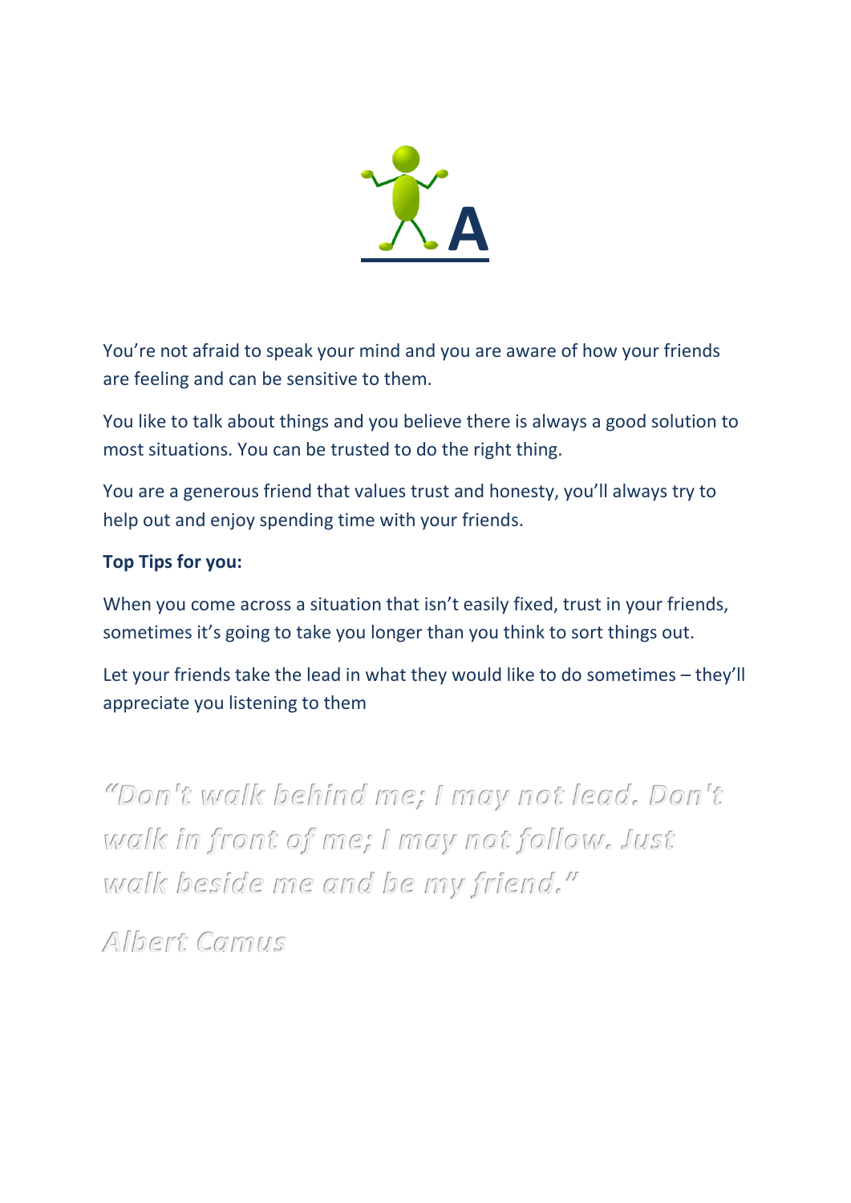# A

You're not afraid to speak your mind and you are aware of how your friends are feeling and can be sensitive to them.

You like to talk about things and you believe there is always a good solution to most situations. You can be trusted to do the right thing.

You are a generous friend that values trust and honesty, you'll always try to help out and enjoy spending time with your friends.

**Top Tips for you:**

When you come across a situation that isn't easily fixed, trust in your friends, sometimes it's going to take you longer than you think to sort things out.

Let your friends take the lead in what they would like to do sometimes – they'll appreciate you listening to them

*"Don't walk behind me; I may not lead. Don't walk in front of me; I may not follow. Just walk beside me and be my friend."*

*Albert Camus*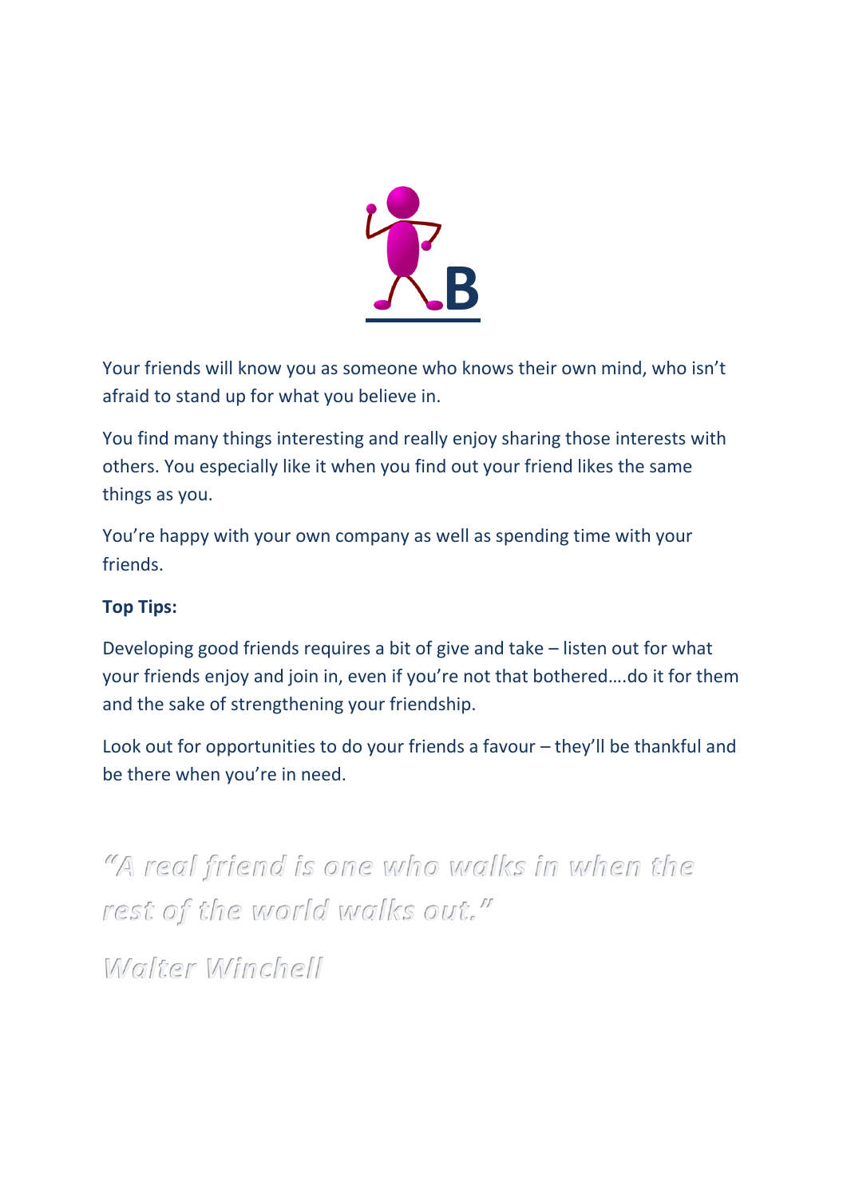# B

Your friends will know you as someone who knows their own mind, who isn't afraid to stand up for what you believe in.

You find many things interesting and really enjoy sharing those interests with others. You especially like it when you find out your friend likes the same things as you.

You're happy with your own company as well as spending time with your friends.

**Top Tips:**

Developing good friends requires a bit of give and take – listen out for what your friends enjoy and join in, even if you're not that bothered….do it for them and the sake of strengthening your friendship.

Look out for opportunities to do your friends a favour – they'll be thankful and be there when you're in need.

*"A real friend is one who walks in when the rest of the world walks out."*

*Walter Winchell*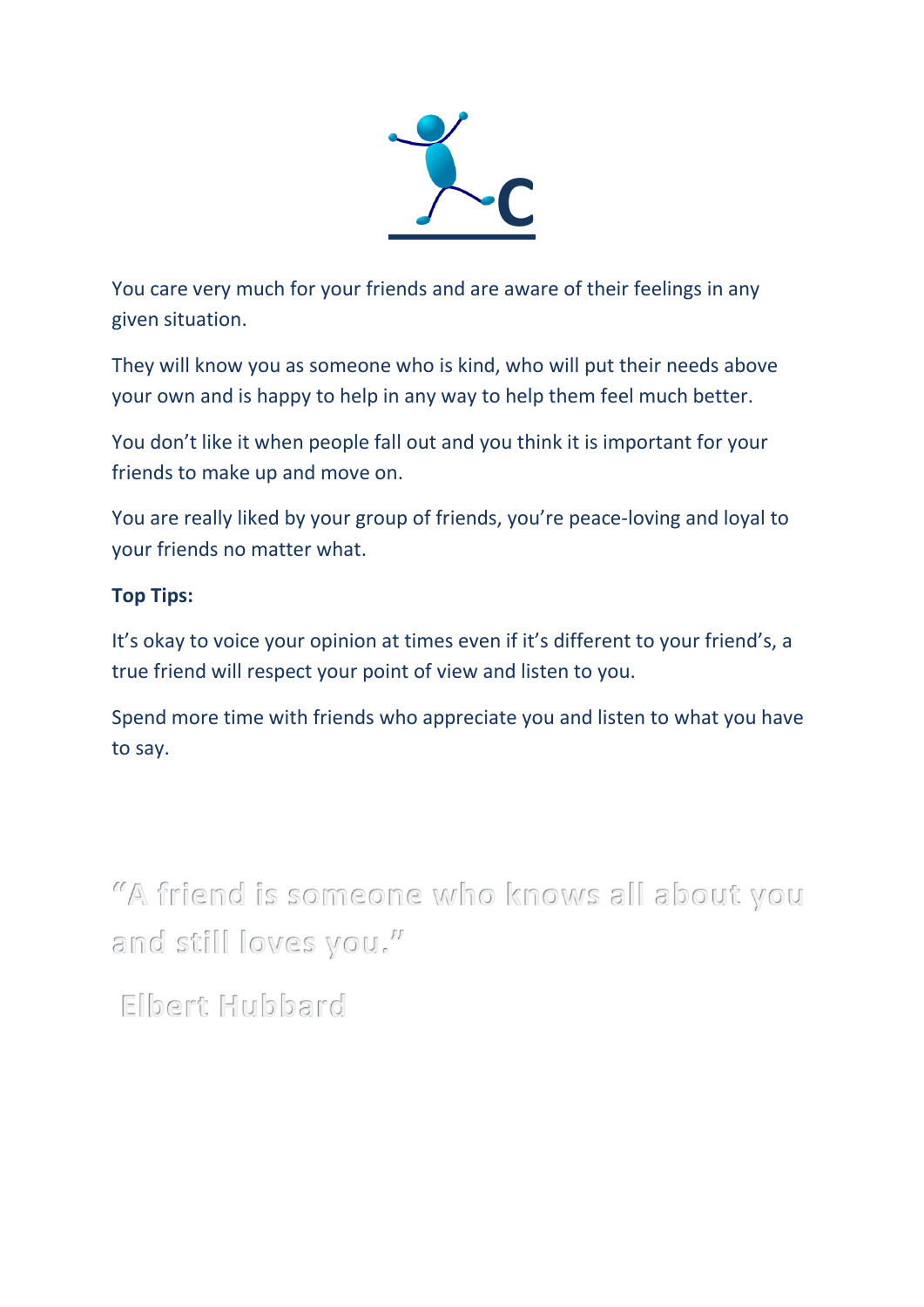# C

You care very much for your friends and are aware of their feelings in any given situation.

They will know you as someone who is kind, who will put their needs above your own and is happy to help in any way to help them feel much better.

You don't like it when people fall out and you think it is important for your friends to make up and move on.

You are really liked by your group of friends, you're peace-loving and loyal to your friends no matter what.

**Top Tips:**

It's okay to voice your opinion at times even if it's different to your friend's, a true friend will respect your point of view and listen to you.

Spend more time with friends who appreciate you and listen to what you have to say.

"A friend is someone who knows all about you and still loves you."

Elbert Hubbard